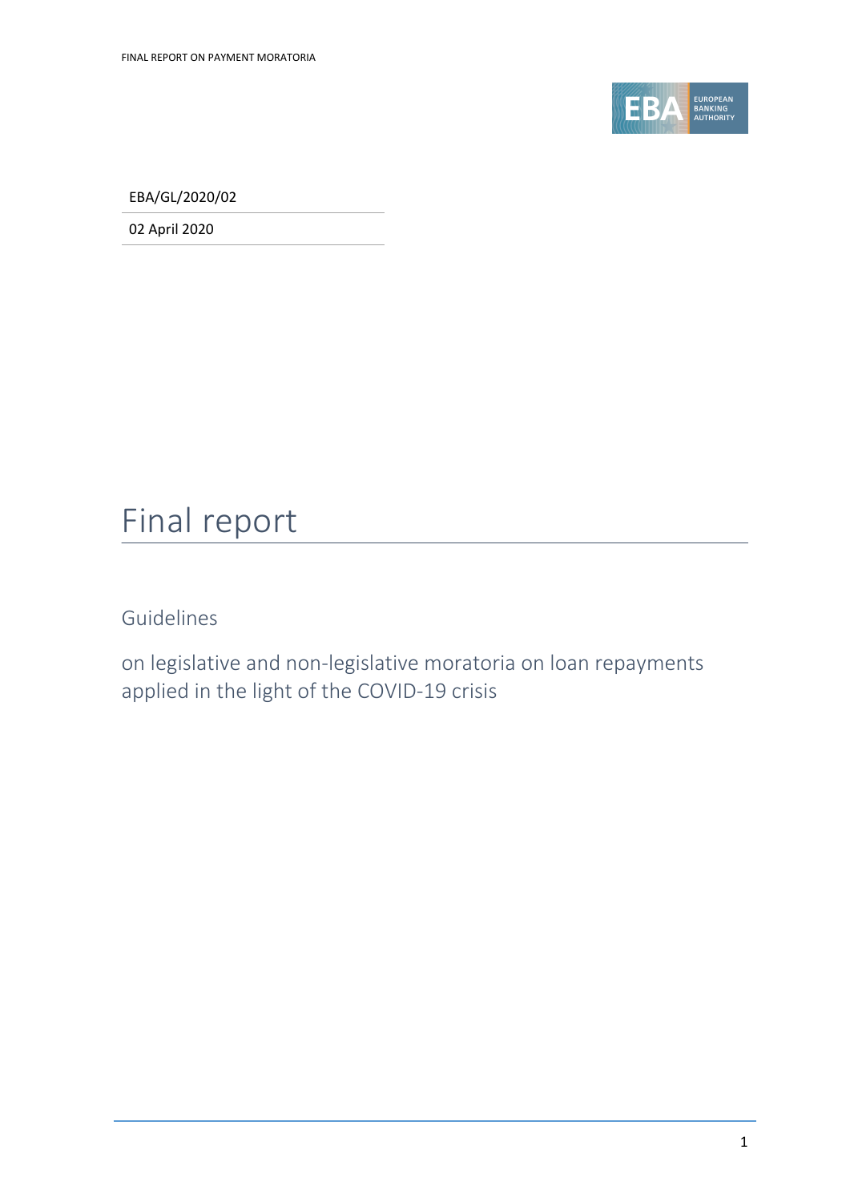EBA/GL/2020/02

02 April 2020

# Final report

## Guidelines

on legislative and non-legislative moratoria on loan repayments applied in the light of the COVID-19 crisis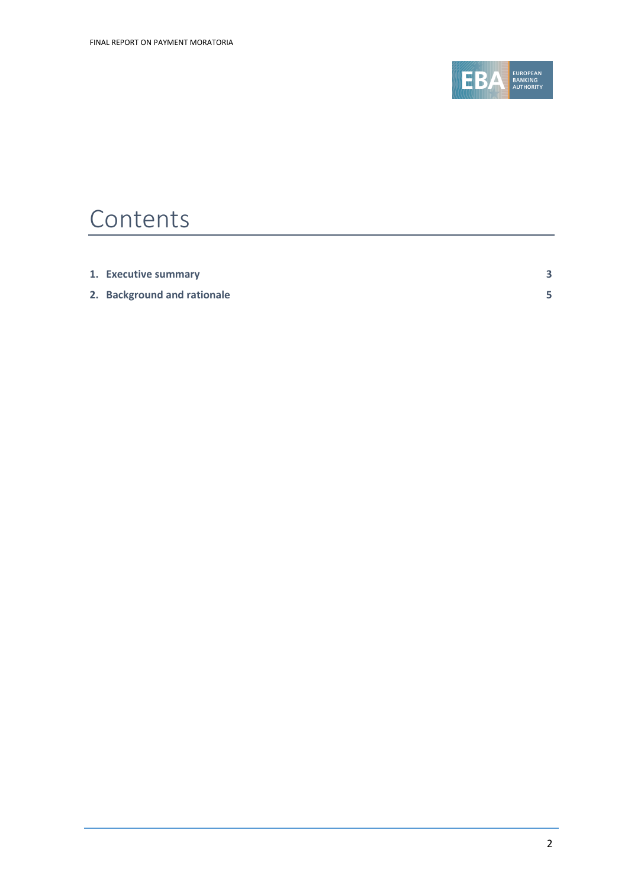# Contents

| | |
|---|---|
| **1. Executive summary** | **3** |
| **2. Background and rationale** | **5** |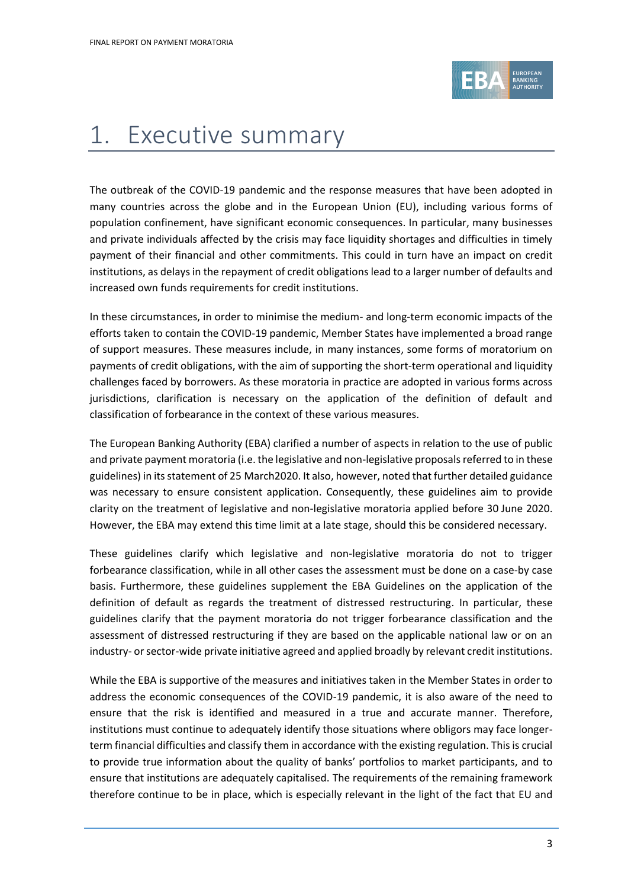# 1. Executive summary

The outbreak of the COVID-19 pandemic and the response measures that have been adopted in many countries across the globe and in the European Union (EU), including various forms of population confinement, have significant economic consequences. In particular, many businesses and private individuals affected by the crisis may face liquidity shortages and difficulties in timely payment of their financial and other commitments. This could in turn have an impact on credit institutions, as delays in the repayment of credit obligations lead to a larger number of defaults and increased own funds requirements for credit institutions.

In these circumstances, in order to minimise the medium- and long-term economic impacts of the efforts taken to contain the COVID-19 pandemic, Member States have implemented a broad range of support measures. These measures include, in many instances, some forms of moratorium on payments of credit obligations, with the aim of supporting the short-term operational and liquidity challenges faced by borrowers. As these moratoria in practice are adopted in various forms across jurisdictions, clarification is necessary on the application of the definition of default and classification of forbearance in the context of these various measures.

The European Banking Authority (EBA) clarified a number of aspects in relation to the use of public and private payment moratoria (i.e. the legislative and non-legislative proposals referred to in these guidelines) in its statement of 25 March2020. It also, however, noted that further detailed guidance was necessary to ensure consistent application. Consequently, these guidelines aim to provide clarity on the treatment of legislative and non-legislative moratoria applied before 30 June 2020. However, the EBA may extend this time limit at a late stage, should this be considered necessary.

These guidelines clarify which legislative and non-legislative moratoria do not to trigger forbearance classification, while in all other cases the assessment must be done on a case-by case basis. Furthermore, these guidelines supplement the EBA Guidelines on the application of the definition of default as regards the treatment of distressed restructuring. In particular, these guidelines clarify that the payment moratoria do not trigger forbearance classification and the assessment of distressed restructuring if they are based on the applicable national law or on an industry- or sector-wide private initiative agreed and applied broadly by relevant credit institutions.

While the EBA is supportive of the measures and initiatives taken in the Member States in order to address the economic consequences of the COVID-19 pandemic, it is also aware of the need to ensure that the risk is identified and measured in a true and accurate manner. Therefore, institutions must continue to adequately identify those situations where obligors may face longer-term financial difficulties and classify them in accordance with the existing regulation. This is crucial to provide true information about the quality of banks' portfolios to market participants, and to ensure that institutions are adequately capitalised. The requirements of the remaining framework therefore continue to be in place, which is especially relevant in the light of the fact that EU and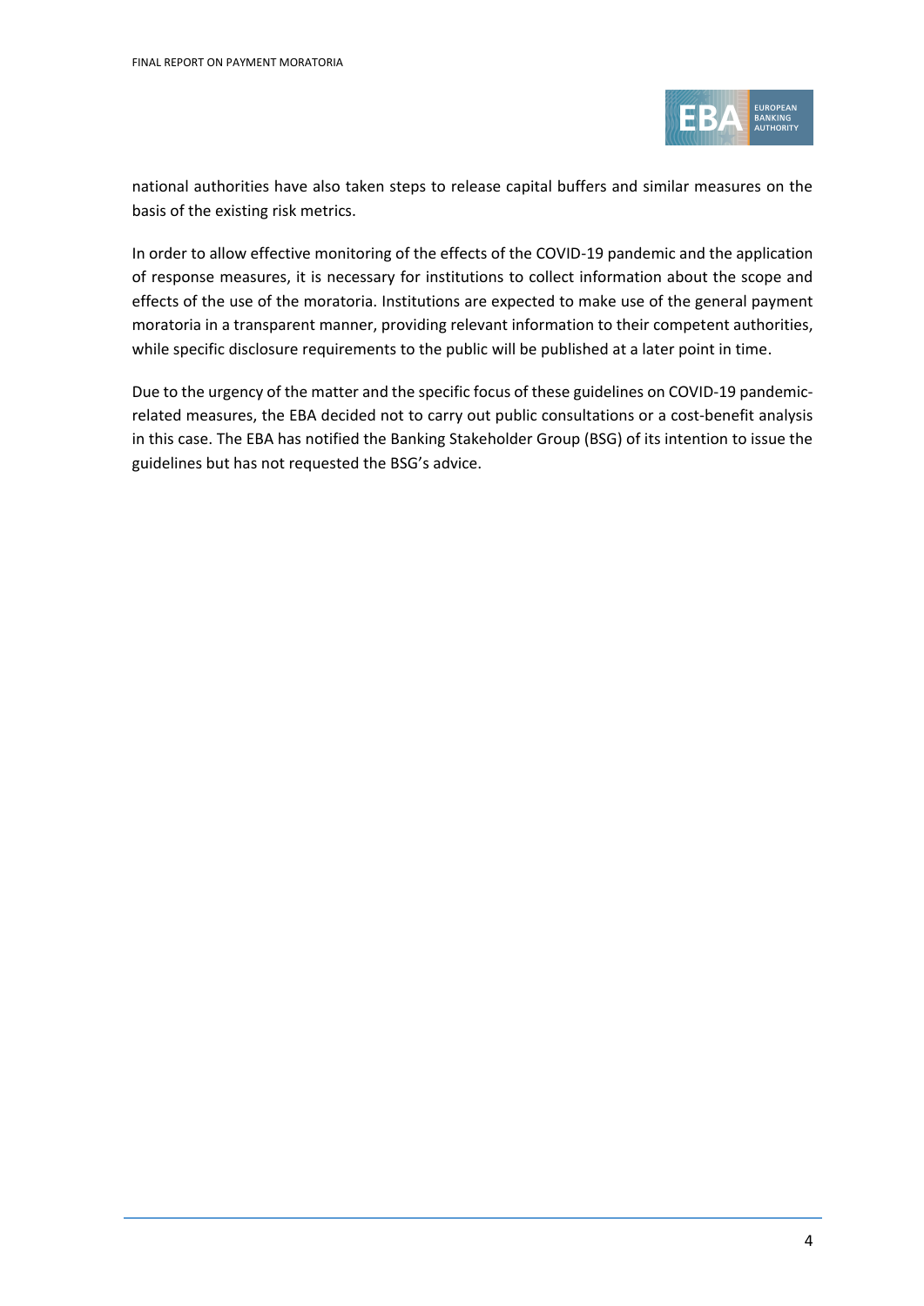national authorities have also taken steps to release capital buffers and similar measures on the basis of the existing risk metrics.

In order to allow effective monitoring of the effects of the COVID-19 pandemic and the application of response measures, it is necessary for institutions to collect information about the scope and effects of the use of the moratoria. Institutions are expected to make use of the general payment moratoria in a transparent manner, providing relevant information to their competent authorities, while specific disclosure requirements to the public will be published at a later point in time.

Due to the urgency of the matter and the specific focus of these guidelines on COVID-19 pandemic-related measures, the EBA decided not to carry out public consultations or a cost-benefit analysis in this case. The EBA has notified the Banking Stakeholder Group (BSG) of its intention to issue the guidelines but has not requested the BSG's advice.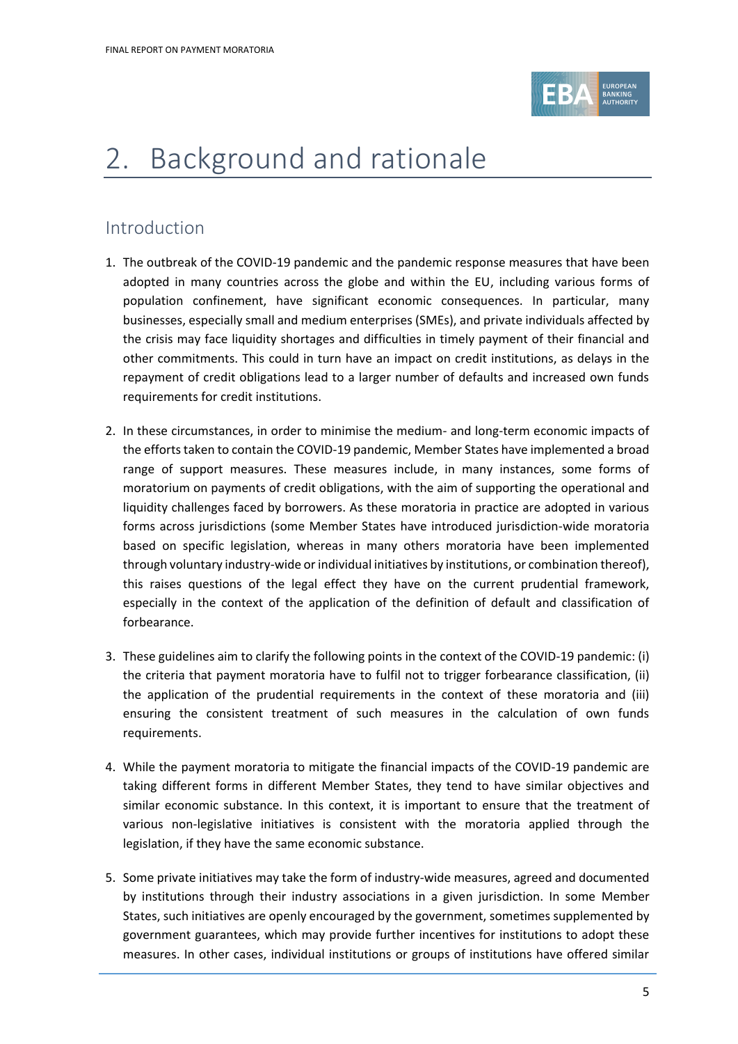# 2. Background and rationale

## Introduction

1. The outbreak of the COVID-19 pandemic and the pandemic response measures that have been adopted in many countries across the globe and within the EU, including various forms of population confinement, have significant economic consequences. In particular, many businesses, especially small and medium enterprises (SMEs), and private individuals affected by the crisis may face liquidity shortages and difficulties in timely payment of their financial and other commitments. This could in turn have an impact on credit institutions, as delays in the repayment of credit obligations lead to a larger number of defaults and increased own funds requirements for credit institutions.

2. In these circumstances, in order to minimise the medium- and long-term economic impacts of the efforts taken to contain the COVID-19 pandemic, Member States have implemented a broad range of support measures. These measures include, in many instances, some forms of moratorium on payments of credit obligations, with the aim of supporting the operational and liquidity challenges faced by borrowers. As these moratoria in practice are adopted in various forms across jurisdictions (some Member States have introduced jurisdiction-wide moratoria based on specific legislation, whereas in many others moratoria have been implemented through voluntary industry-wide or individual initiatives by institutions, or combination thereof), this raises questions of the legal effect they have on the current prudential framework, especially in the context of the application of the definition of default and classification of forbearance.

3. These guidelines aim to clarify the following points in the context of the COVID-19 pandemic: (i) the criteria that payment moratoria have to fulfil not to trigger forbearance classification, (ii) the application of the prudential requirements in the context of these moratoria and (iii) ensuring the consistent treatment of such measures in the calculation of own funds requirements.

4. While the payment moratoria to mitigate the financial impacts of the COVID-19 pandemic are taking different forms in different Member States, they tend to have similar objectives and similar economic substance. In this context, it is important to ensure that the treatment of various non-legislative initiatives is consistent with the moratoria applied through the legislation, if they have the same economic substance.

5. Some private initiatives may take the form of industry-wide measures, agreed and documented by institutions through their industry associations in a given jurisdiction. In some Member States, such initiatives are openly encouraged by the government, sometimes supplemented by government guarantees, which may provide further incentives for institutions to adopt these measures. In other cases, individual institutions or groups of institutions have offered similar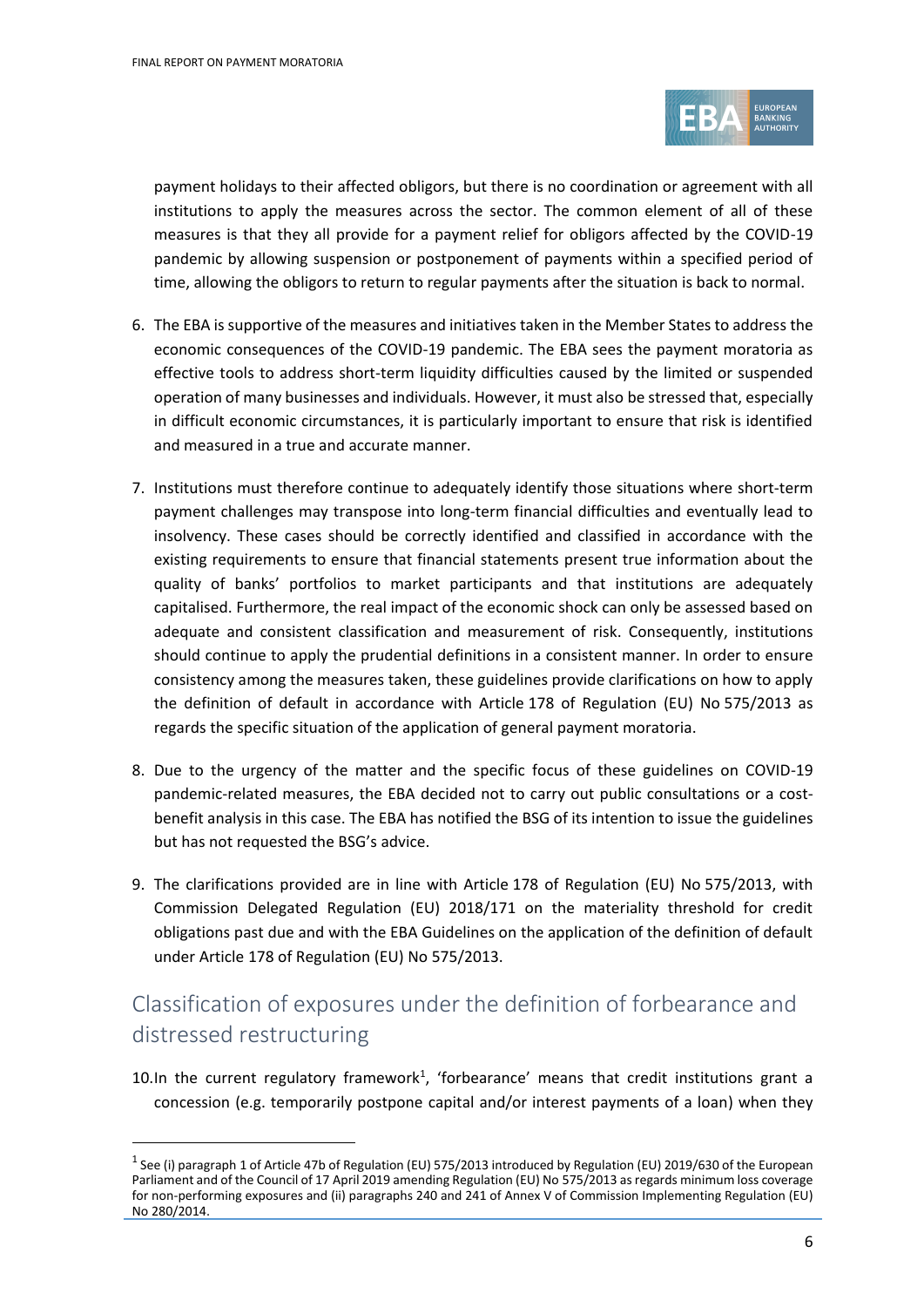payment holidays to their affected obligors, but there is no coordination or agreement with all institutions to apply the measures across the sector. The common element of all of these measures is that they all provide for a payment relief for obligors affected by the COVID-19 pandemic by allowing suspension or postponement of payments within a specified period of time, allowing the obligors to return to regular payments after the situation is back to normal.

6. The EBA is supportive of the measures and initiatives taken in the Member States to address the economic consequences of the COVID-19 pandemic. The EBA sees the payment moratoria as effective tools to address short-term liquidity difficulties caused by the limited or suspended operation of many businesses and individuals. However, it must also be stressed that, especially in difficult economic circumstances, it is particularly important to ensure that risk is identified and measured in a true and accurate manner.

7. Institutions must therefore continue to adequately identify those situations where short-term payment challenges may transpose into long-term financial difficulties and eventually lead to insolvency. These cases should be correctly identified and classified in accordance with the existing requirements to ensure that financial statements present true information about the quality of banks' portfolios to market participants and that institutions are adequately capitalised. Furthermore, the real impact of the economic shock can only be assessed based on adequate and consistent classification and measurement of risk. Consequently, institutions should continue to apply the prudential definitions in a consistent manner. In order to ensure consistency among the measures taken, these guidelines provide clarifications on how to apply the definition of default in accordance with Article 178 of Regulation (EU) No 575/2013 as regards the specific situation of the application of general payment moratoria.

8. Due to the urgency of the matter and the specific focus of these guidelines on COVID-19 pandemic-related measures, the EBA decided not to carry out public consultations or a cost-benefit analysis in this case. The EBA has notified the BSG of its intention to issue the guidelines but has not requested the BSG's advice.

9. The clarifications provided are in line with Article 178 of Regulation (EU) No 575/2013, with Commission Delegated Regulation (EU) 2018/171 on the materiality threshold for credit obligations past due and with the EBA Guidelines on the application of the definition of default under Article 178 of Regulation (EU) No 575/2013.

## Classification of exposures under the definition of forbearance and distressed restructuring

10. In the current regulatory framework[1], 'forbearance' means that credit institutions grant a concession (e.g. temporarily postpone capital and/or interest payments of a loan) when they

[1] See (i) paragraph 1 of Article 47b of Regulation (EU) 575/2013 introduced by Regulation (EU) 2019/630 of the European Parliament and of the Council of 17 April 2019 amending Regulation (EU) No 575/2013 as regards minimum loss coverage for non-performing exposures and (ii) paragraphs 240 and 241 of Annex V of Commission Implementing Regulation (EU) No 280/2014.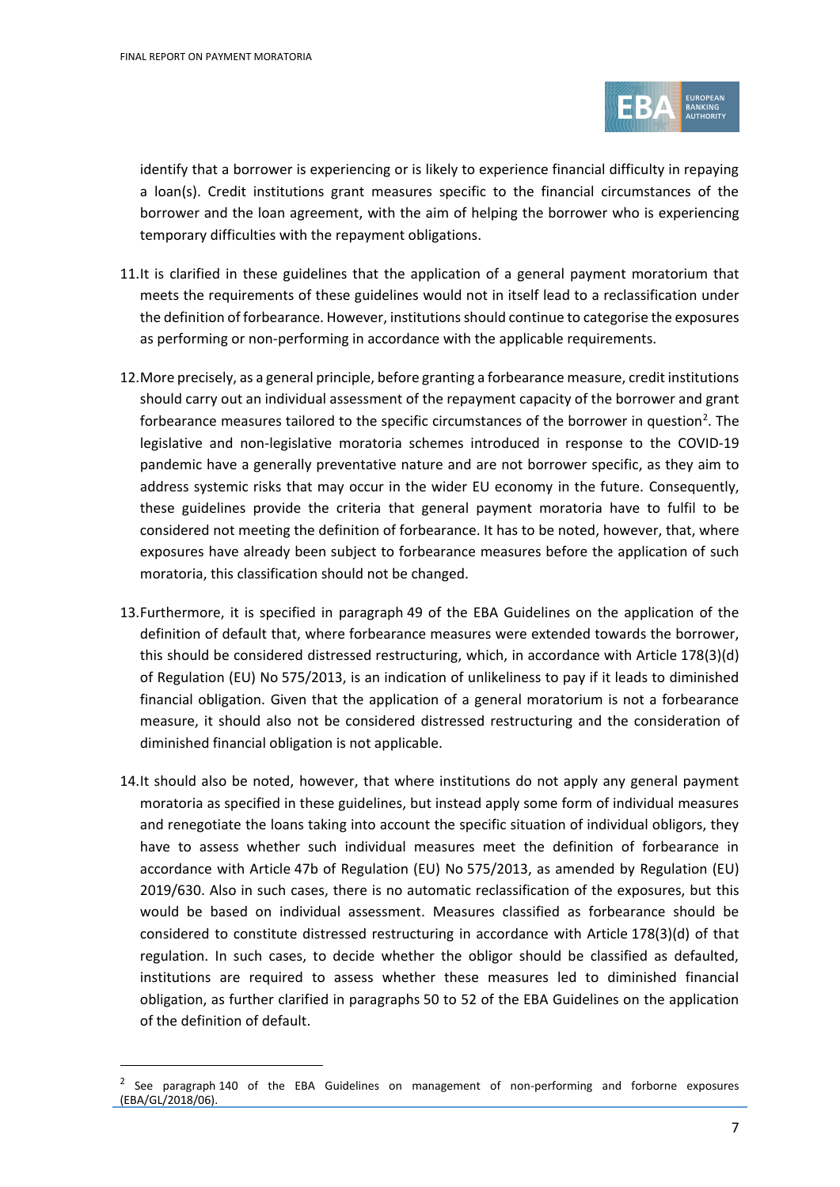identify that a borrower is experiencing or is likely to experience financial difficulty in repaying a loan(s). Credit institutions grant measures specific to the financial circumstances of the borrower and the loan agreement, with the aim of helping the borrower who is experiencing temporary difficulties with the repayment obligations.

11. It is clarified in these guidelines that the application of a general payment moratorium that meets the requirements of these guidelines would not in itself lead to a reclassification under the definition of forbearance. However, institutions should continue to categorise the exposures as performing or non-performing in accordance with the applicable requirements.

12. More precisely, as a general principle, before granting a forbearance measure, credit institutions should carry out an individual assessment of the repayment capacity of the borrower and grant forbearance measures tailored to the specific circumstances of the borrower in question[2]. The legislative and non-legislative moratoria schemes introduced in response to the COVID-19 pandemic have a generally preventative nature and are not borrower specific, as they aim to address systemic risks that may occur in the wider EU economy in the future. Consequently, these guidelines provide the criteria that general payment moratoria have to fulfil to be considered not meeting the definition of forbearance. It has to be noted, however, that, where exposures have already been subject to forbearance measures before the application of such moratoria, this classification should not be changed.

13. Furthermore, it is specified in paragraph 49 of the EBA Guidelines on the application of the definition of default that, where forbearance measures were extended towards the borrower, this should be considered distressed restructuring, which, in accordance with Article 178(3)(d) of Regulation (EU) No 575/2013, is an indication of unlikeliness to pay if it leads to diminished financial obligation. Given that the application of a general moratorium is not a forbearance measure, it should also not be considered distressed restructuring and the consideration of diminished financial obligation is not applicable.

14. It should also be noted, however, that where institutions do not apply any general payment moratoria as specified in these guidelines, but instead apply some form of individual measures and renegotiate the loans taking into account the specific situation of individual obligors, they have to assess whether such individual measures meet the definition of forbearance in accordance with Article 47b of Regulation (EU) No 575/2013, as amended by Regulation (EU) 2019/630. Also in such cases, there is no automatic reclassification of the exposures, but this would be based on individual assessment. Measures classified as forbearance should be considered to constitute distressed restructuring in accordance with Article 178(3)(d) of that regulation. In such cases, to decide whether the obligor should be classified as defaulted, institutions are required to assess whether these measures led to diminished financial obligation, as further clarified in paragraphs 50 to 52 of the EBA Guidelines on the application of the definition of default.

[2] See paragraph 140 of the EBA Guidelines on management of non-performing and forborne exposures (EBA/GL/2018/06).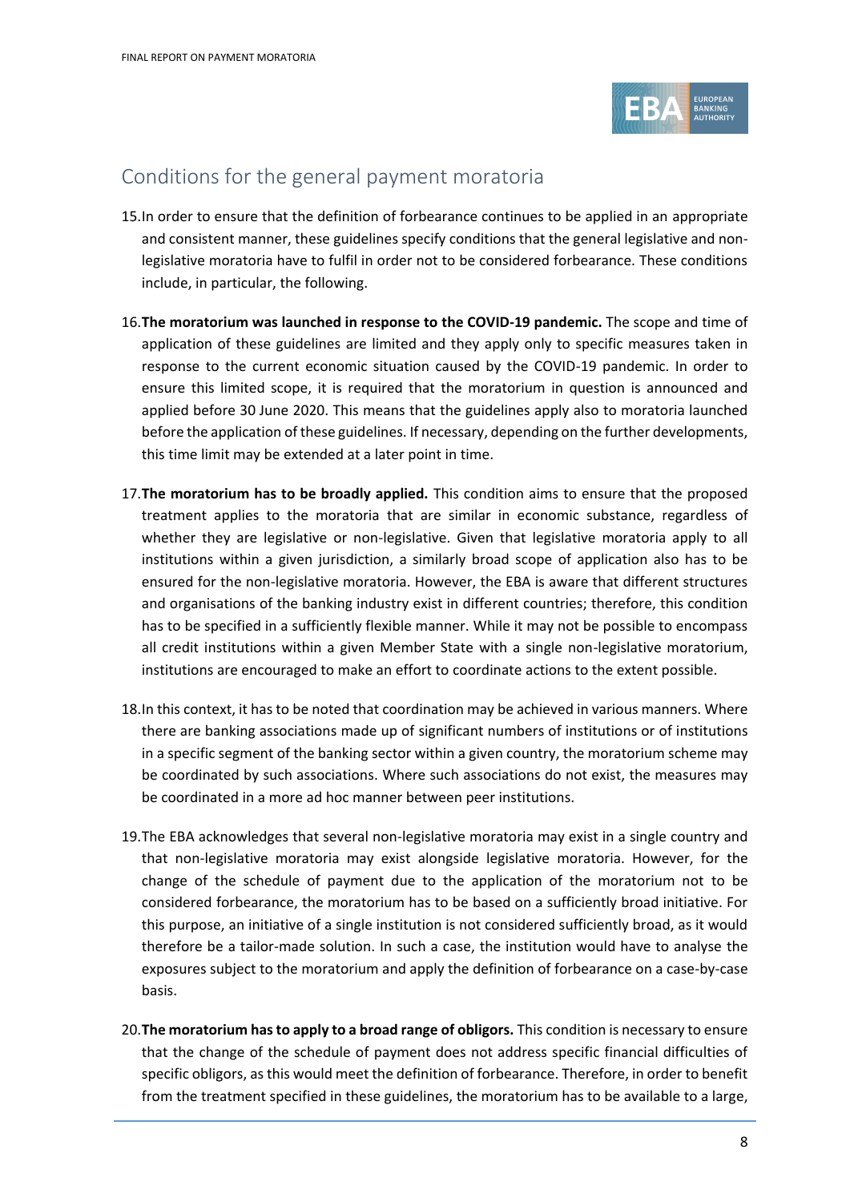## Conditions for the general payment moratoria

15. In order to ensure that the definition of forbearance continues to be applied in an appropriate and consistent manner, these guidelines specify conditions that the general legislative and non-legislative moratoria have to fulfil in order not to be considered forbearance. These conditions include, in particular, the following.

16. **The moratorium was launched in response to the COVID-19 pandemic.** The scope and time of application of these guidelines are limited and they apply only to specific measures taken in response to the current economic situation caused by the COVID-19 pandemic. In order to ensure this limited scope, it is required that the moratorium in question is announced and applied before 30 June 2020. This means that the guidelines apply also to moratoria launched before the application of these guidelines. If necessary, depending on the further developments, this time limit may be extended at a later point in time.

17. **The moratorium has to be broadly applied.** This condition aims to ensure that the proposed treatment applies to the moratoria that are similar in economic substance, regardless of whether they are legislative or non-legislative. Given that legislative moratoria apply to all institutions within a given jurisdiction, a similarly broad scope of application also has to be ensured for the non-legislative moratoria. However, the EBA is aware that different structures and organisations of the banking industry exist in different countries; therefore, this condition has to be specified in a sufficiently flexible manner. While it may not be possible to encompass all credit institutions within a given Member State with a single non-legislative moratorium, institutions are encouraged to make an effort to coordinate actions to the extent possible.

18. In this context, it has to be noted that coordination may be achieved in various manners. Where there are banking associations made up of significant numbers of institutions or of institutions in a specific segment of the banking sector within a given country, the moratorium scheme may be coordinated by such associations. Where such associations do not exist, the measures may be coordinated in a more ad hoc manner between peer institutions.

19. The EBA acknowledges that several non-legislative moratoria may exist in a single country and that non-legislative moratoria may exist alongside legislative moratoria. However, for the change of the schedule of payment due to the application of the moratorium not to be considered forbearance, the moratorium has to be based on a sufficiently broad initiative. For this purpose, an initiative of a single institution is not considered sufficiently broad, as it would therefore be a tailor-made solution. In such a case, the institution would have to analyse the exposures subject to the moratorium and apply the definition of forbearance on a case-by-case basis.

20. **The moratorium has to apply to a broad range of obligors.** This condition is necessary to ensure that the change of the schedule of payment does not address specific financial difficulties of specific obligors, as this would meet the definition of forbearance. Therefore, in order to benefit from the treatment specified in these guidelines, the moratorium has to be available to a large,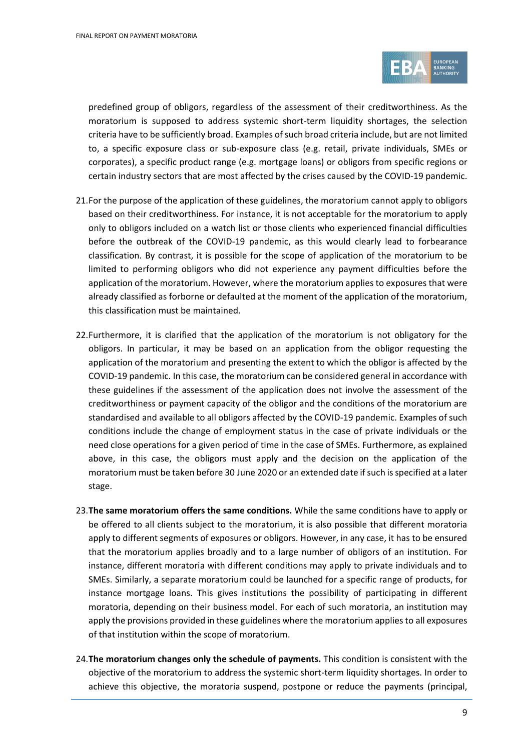predefined group of obligors, regardless of the assessment of their creditworthiness. As the moratorium is supposed to address systemic short-term liquidity shortages, the selection criteria have to be sufficiently broad. Examples of such broad criteria include, but are not limited to, a specific exposure class or sub-exposure class (e.g. retail, private individuals, SMEs or corporates), a specific product range (e.g. mortgage loans) or obligors from specific regions or certain industry sectors that are most affected by the crises caused by the COVID-19 pandemic.

21. For the purpose of the application of these guidelines, the moratorium cannot apply to obligors based on their creditworthiness. For instance, it is not acceptable for the moratorium to apply only to obligors included on a watch list or those clients who experienced financial difficulties before the outbreak of the COVID-19 pandemic, as this would clearly lead to forbearance classification. By contrast, it is possible for the scope of application of the moratorium to be limited to performing obligors who did not experience any payment difficulties before the application of the moratorium. However, where the moratorium applies to exposures that were already classified as forborne or defaulted at the moment of the application of the moratorium, this classification must be maintained.

22. Furthermore, it is clarified that the application of the moratorium is not obligatory for the obligors. In particular, it may be based on an application from the obligor requesting the application of the moratorium and presenting the extent to which the obligor is affected by the COVID-19 pandemic. In this case, the moratorium can be considered general in accordance with these guidelines if the assessment of the application does not involve the assessment of the creditworthiness or payment capacity of the obligor and the conditions of the moratorium are standardised and available to all obligors affected by the COVID-19 pandemic. Examples of such conditions include the change of employment status in the case of private individuals or the need close operations for a given period of time in the case of SMEs. Furthermore, as explained above, in this case, the obligors must apply and the decision on the application of the moratorium must be taken before 30 June 2020 or an extended date if such is specified at a later stage.

23. **The same moratorium offers the same conditions.** While the same conditions have to apply or be offered to all clients subject to the moratorium, it is also possible that different moratoria apply to different segments of exposures or obligors. However, in any case, it has to be ensured that the moratorium applies broadly and to a large number of obligors of an institution. For instance, different moratoria with different conditions may apply to private individuals and to SMEs. Similarly, a separate moratorium could be launched for a specific range of products, for instance mortgage loans. This gives institutions the possibility of participating in different moratoria, depending on their business model. For each of such moratoria, an institution may apply the provisions provided in these guidelines where the moratorium applies to all exposures of that institution within the scope of moratorium.

24. **The moratorium changes only the schedule of payments.** This condition is consistent with the objective of the moratorium to address the systemic short-term liquidity shortages. In order to achieve this objective, the moratoria suspend, postpone or reduce the payments (principal,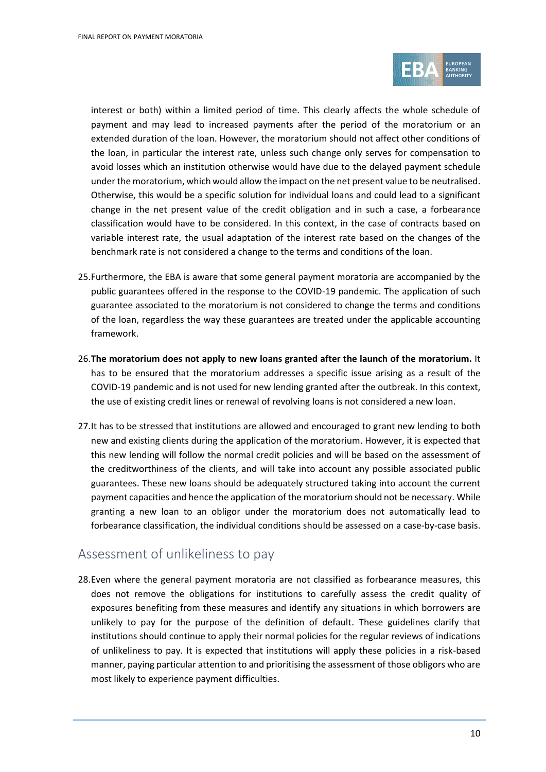interest or both) within a limited period of time. This clearly affects the whole schedule of payment and may lead to increased payments after the period of the moratorium or an extended duration of the loan. However, the moratorium should not affect other conditions of the loan, in particular the interest rate, unless such change only serves for compensation to avoid losses which an institution otherwise would have due to the delayed payment schedule under the moratorium, which would allow the impact on the net present value to be neutralised. Otherwise, this would be a specific solution for individual loans and could lead to a significant change in the net present value of the credit obligation and in such a case, a forbearance classification would have to be considered. In this context, in the case of contracts based on variable interest rate, the usual adaptation of the interest rate based on the changes of the benchmark rate is not considered a change to the terms and conditions of the loan.

25. Furthermore, the EBA is aware that some general payment moratoria are accompanied by the public guarantees offered in the response to the COVID-19 pandemic. The application of such guarantee associated to the moratorium is not considered to change the terms and conditions of the loan, regardless the way these guarantees are treated under the applicable accounting framework.

26. **The moratorium does not apply to new loans granted after the launch of the moratorium.** It has to be ensured that the moratorium addresses a specific issue arising as a result of the COVID-19 pandemic and is not used for new lending granted after the outbreak. In this context, the use of existing credit lines or renewal of revolving loans is not considered a new loan.

27. It has to be stressed that institutions are allowed and encouraged to grant new lending to both new and existing clients during the application of the moratorium. However, it is expected that this new lending will follow the normal credit policies and will be based on the assessment of the creditworthiness of the clients, and will take into account any possible associated public guarantees. These new loans should be adequately structured taking into account the current payment capacities and hence the application of the moratorium should not be necessary. While granting a new loan to an obligor under the moratorium does not automatically lead to forbearance classification, the individual conditions should be assessed on a case-by-case basis.

## Assessment of unlikeliness to pay

28. Even where the general payment moratoria are not classified as forbearance measures, this does not remove the obligations for institutions to carefully assess the credit quality of exposures benefiting from these measures and identify any situations in which borrowers are unlikely to pay for the purpose of the definition of default. These guidelines clarify that institutions should continue to apply their normal policies for the regular reviews of indications of unlikeliness to pay. It is expected that institutions will apply these policies in a risk-based manner, paying particular attention to and prioritising the assessment of those obligors who are most likely to experience payment difficulties.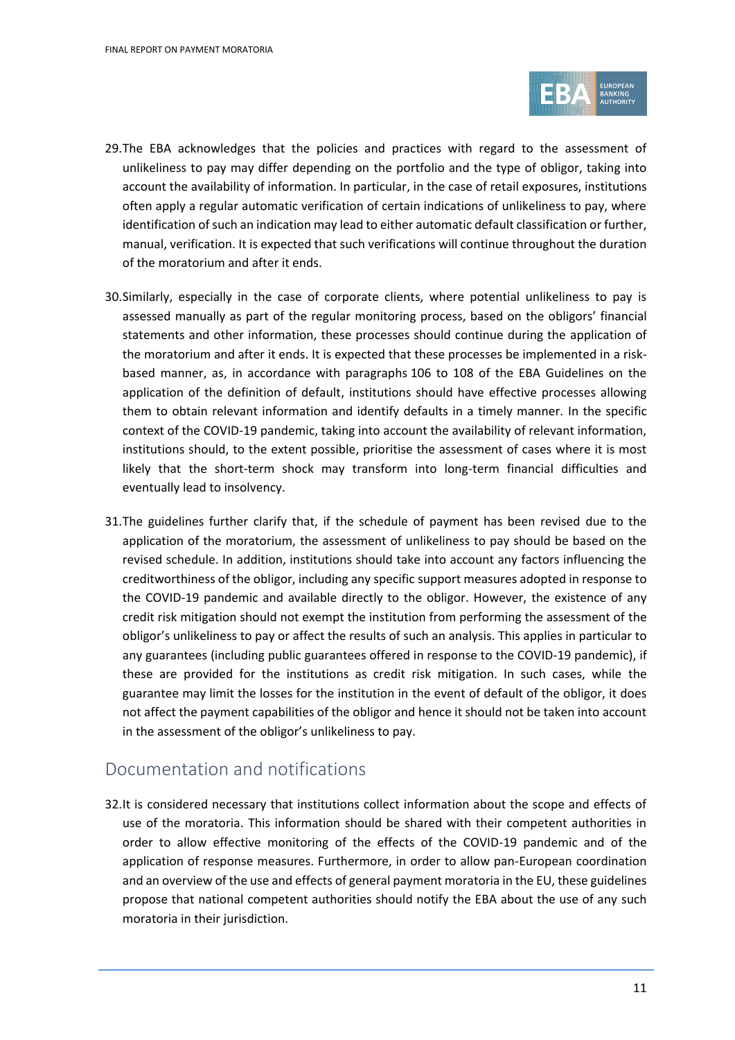29. The EBA acknowledges that the policies and practices with regard to the assessment of unlikeliness to pay may differ depending on the portfolio and the type of obligor, taking into account the availability of information. In particular, in the case of retail exposures, institutions often apply a regular automatic verification of certain indications of unlikeliness to pay, where identification of such an indication may lead to either automatic default classification or further, manual, verification. It is expected that such verifications will continue throughout the duration of the moratorium and after it ends.

30. Similarly, especially in the case of corporate clients, where potential unlikeliness to pay is assessed manually as part of the regular monitoring process, based on the obligors' financial statements and other information, these processes should continue during the application of the moratorium and after it ends. It is expected that these processes be implemented in a risk-based manner, as, in accordance with paragraphs 106 to 108 of the EBA Guidelines on the application of the definition of default, institutions should have effective processes allowing them to obtain relevant information and identify defaults in a timely manner. In the specific context of the COVID-19 pandemic, taking into account the availability of relevant information, institutions should, to the extent possible, prioritise the assessment of cases where it is most likely that the short-term shock may transform into long-term financial difficulties and eventually lead to insolvency.

31. The guidelines further clarify that, if the schedule of payment has been revised due to the application of the moratorium, the assessment of unlikeliness to pay should be based on the revised schedule. In addition, institutions should take into account any factors influencing the creditworthiness of the obligor, including any specific support measures adopted in response to the COVID-19 pandemic and available directly to the obligor. However, the existence of any credit risk mitigation should not exempt the institution from performing the assessment of the obligor's unlikeliness to pay or affect the results of such an analysis. This applies in particular to any guarantees (including public guarantees offered in response to the COVID-19 pandemic), if these are provided for the institutions as credit risk mitigation. In such cases, while the guarantee may limit the losses for the institution in the event of default of the obligor, it does not affect the payment capabilities of the obligor and hence it should not be taken into account in the assessment of the obligor's unlikeliness to pay.

## Documentation and notifications

32. It is considered necessary that institutions collect information about the scope and effects of use of the moratoria. This information should be shared with their competent authorities in order to allow effective monitoring of the effects of the COVID-19 pandemic and of the application of response measures. Furthermore, in order to allow pan-European coordination and an overview of the use and effects of general payment moratoria in the EU, these guidelines propose that national competent authorities should notify the EBA about the use of any such moratoria in their jurisdiction.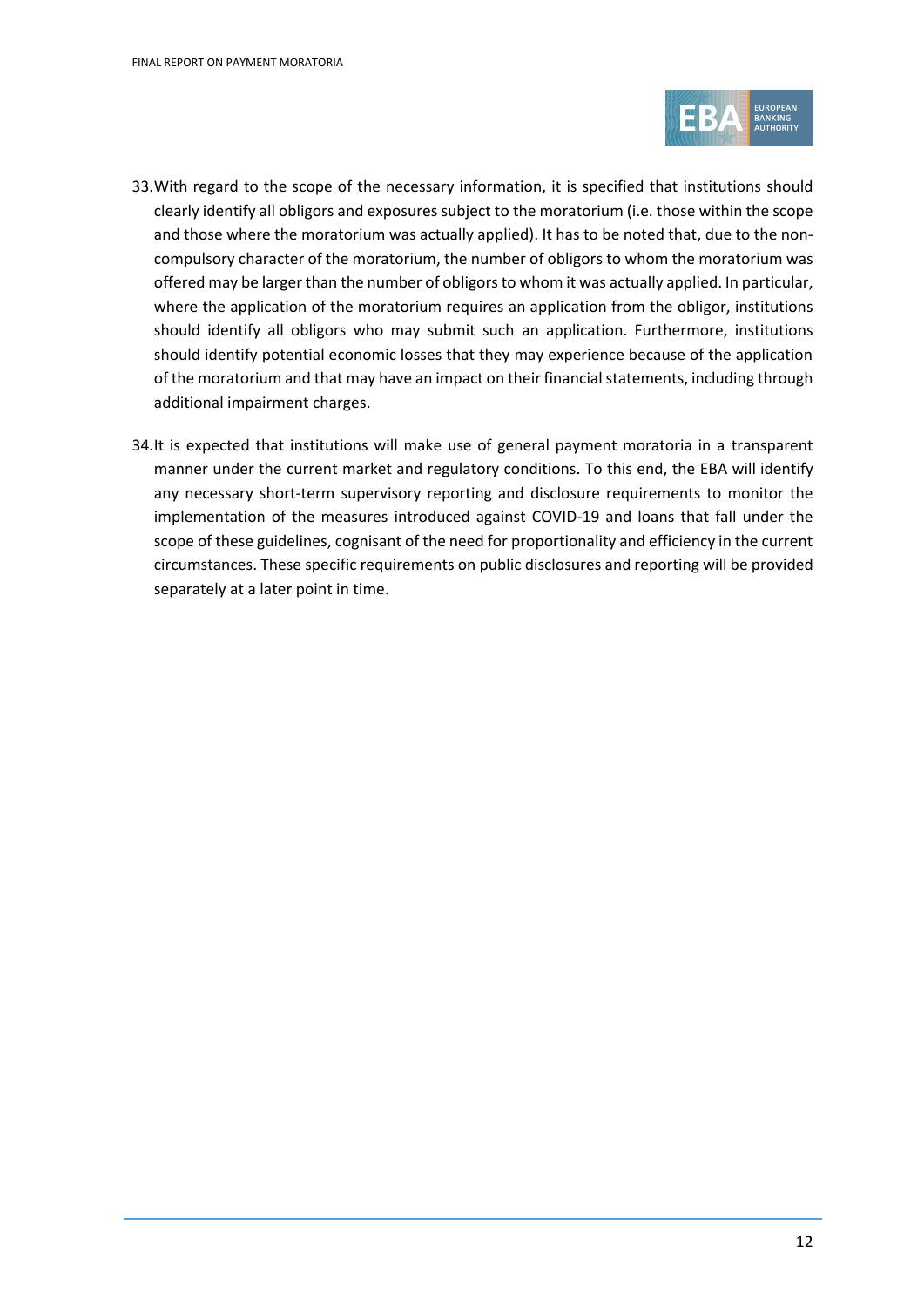33. With regard to the scope of the necessary information, it is specified that institutions should clearly identify all obligors and exposures subject to the moratorium (i.e. those within the scope and those where the moratorium was actually applied). It has to be noted that, due to the non-compulsory character of the moratorium, the number of obligors to whom the moratorium was offered may be larger than the number of obligors to whom it was actually applied. In particular, where the application of the moratorium requires an application from the obligor, institutions should identify all obligors who may submit such an application. Furthermore, institutions should identify potential economic losses that they may experience because of the application of the moratorium and that may have an impact on their financial statements, including through additional impairment charges.

34. It is expected that institutions will make use of general payment moratoria in a transparent manner under the current market and regulatory conditions. To this end, the EBA will identify any necessary short-term supervisory reporting and disclosure requirements to monitor the implementation of the measures introduced against COVID-19 and loans that fall under the scope of these guidelines, cognisant of the need for proportionality and efficiency in the current circumstances. These specific requirements on public disclosures and reporting will be provided separately at a later point in time.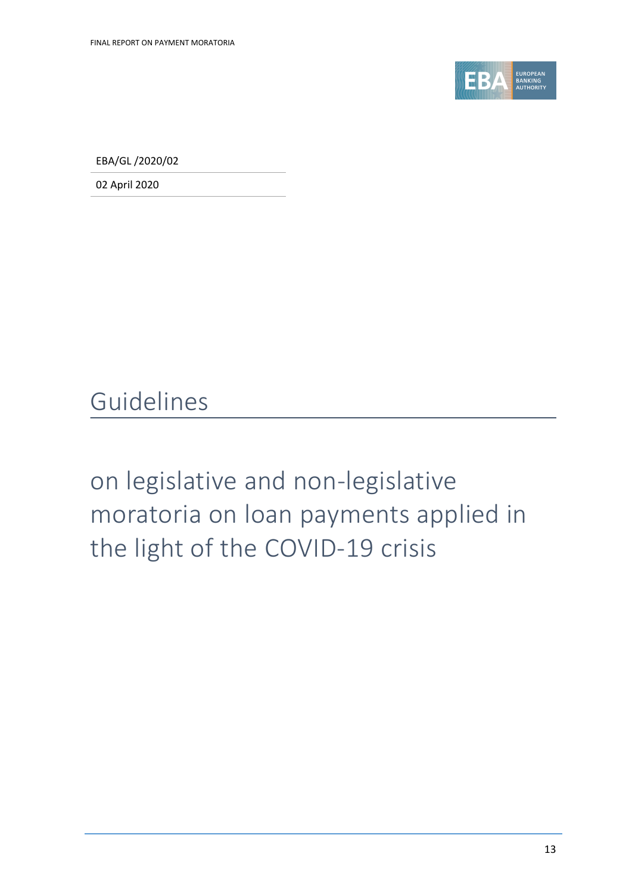EBA/GL /2020/02

02 April 2020

# Guidelines

## on legislative and non-legislative moratoria on loan payments applied in the light of the COVID-19 crisis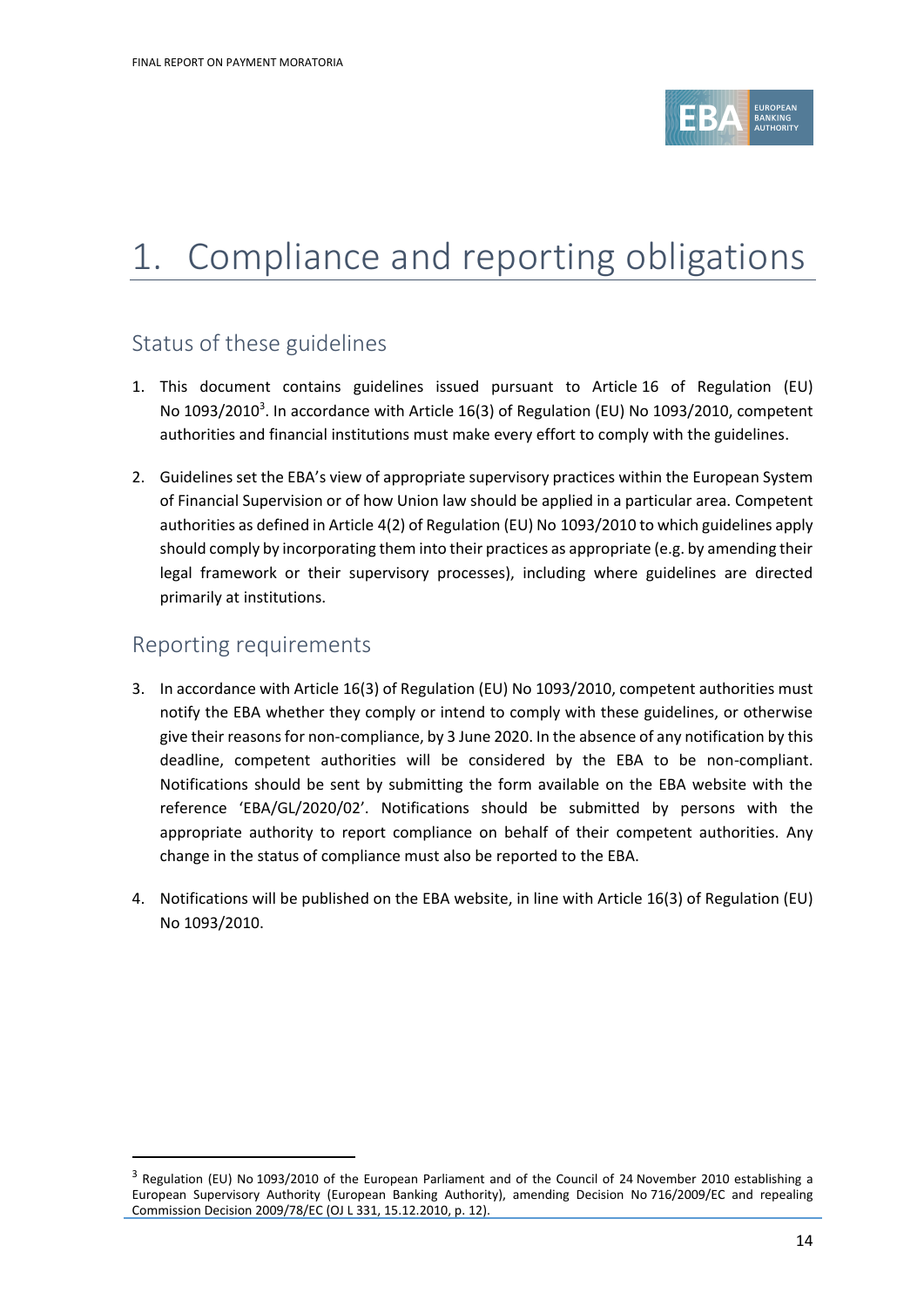# 1. Compliance and reporting obligations

## Status of these guidelines

1. This document contains guidelines issued pursuant to Article 16 of Regulation (EU) No 1093/2010[3]. In accordance with Article 16(3) of Regulation (EU) No 1093/2010, competent authorities and financial institutions must make every effort to comply with the guidelines.

2. Guidelines set the EBA's view of appropriate supervisory practices within the European System of Financial Supervision or of how Union law should be applied in a particular area. Competent authorities as defined in Article 4(2) of Regulation (EU) No 1093/2010 to which guidelines apply should comply by incorporating them into their practices as appropriate (e.g. by amending their legal framework or their supervisory processes), including where guidelines are directed primarily at institutions.

## Reporting requirements

3. In accordance with Article 16(3) of Regulation (EU) No 1093/2010, competent authorities must notify the EBA whether they comply or intend to comply with these guidelines, or otherwise give their reasons for non-compliance, by 3 June 2020. In the absence of any notification by this deadline, competent authorities will be considered by the EBA to be non-compliant. Notifications should be sent by submitting the form available on the EBA website with the reference 'EBA/GL/2020/02'. Notifications should be submitted by persons with the appropriate authority to report compliance on behalf of their competent authorities. Any change in the status of compliance must also be reported to the EBA.

4. Notifications will be published on the EBA website, in line with Article 16(3) of Regulation (EU) No 1093/2010.

[3] Regulation (EU) No 1093/2010 of the European Parliament and of the Council of 24 November 2010 establishing a European Supervisory Authority (European Banking Authority), amending Decision No 716/2009/EC and repealing Commission Decision 2009/78/EC (OJ L 331, 15.12.2010, p. 12).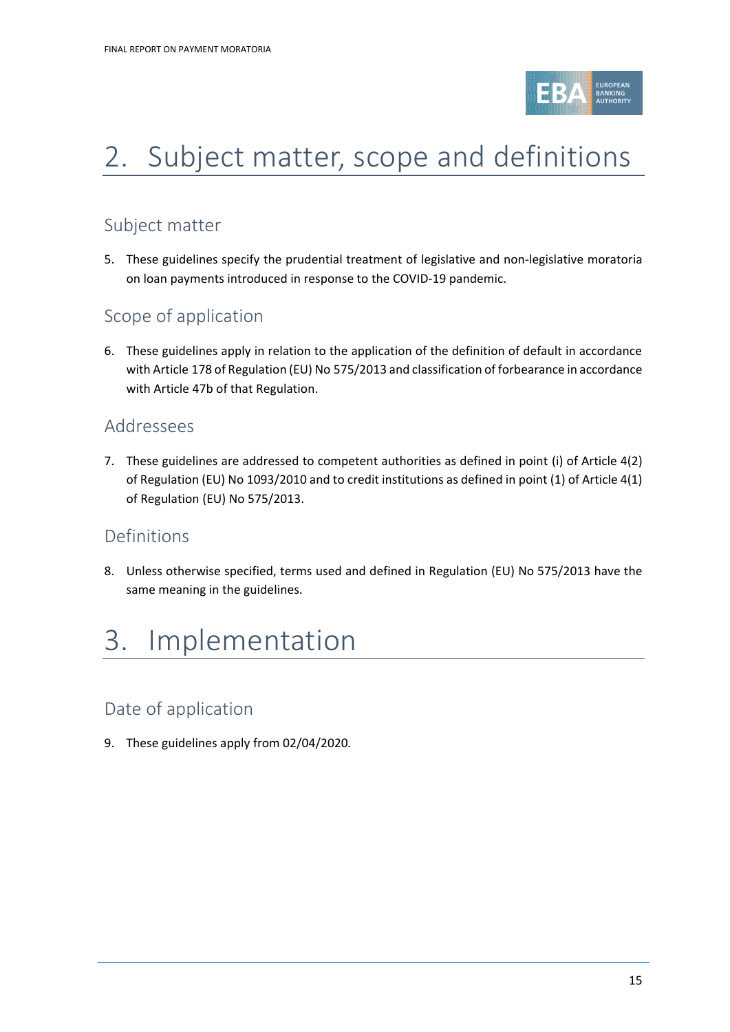# 2. Subject matter, scope and definitions

## Subject matter

5. These guidelines specify the prudential treatment of legislative and non-legislative moratoria on loan payments introduced in response to the COVID-19 pandemic.

## Scope of application

6. These guidelines apply in relation to the application of the definition of default in accordance with Article 178 of Regulation (EU) No 575/2013 and classification of forbearance in accordance with Article 47b of that Regulation.

## Addressees

7. These guidelines are addressed to competent authorities as defined in point (i) of Article 4(2) of Regulation (EU) No 1093/2010 and to credit institutions as defined in point (1) of Article 4(1) of Regulation (EU) No 575/2013.

## Definitions

8. Unless otherwise specified, terms used and defined in Regulation (EU) No 575/2013 have the same meaning in the guidelines.

# 3. Implementation

## Date of application

9. These guidelines apply from 02/04/2020.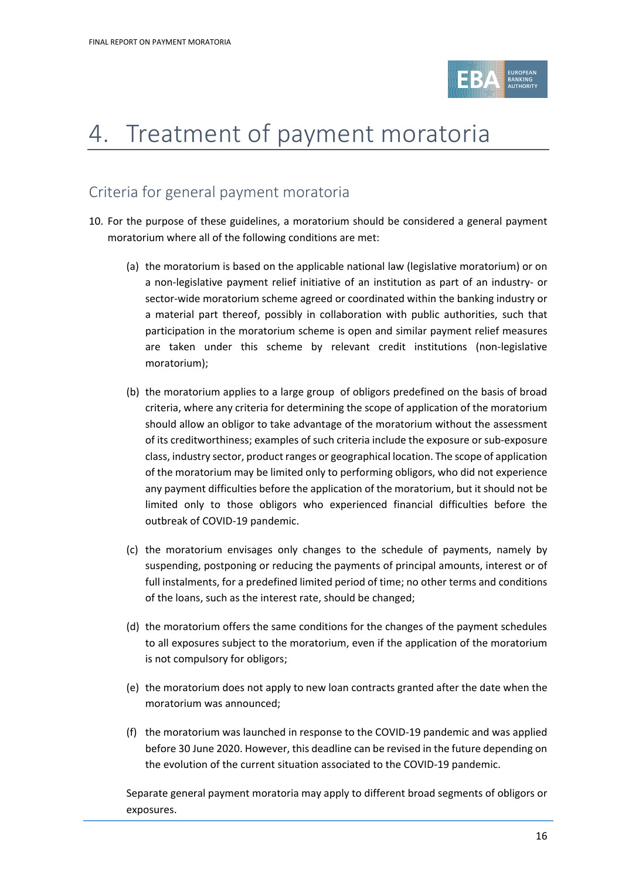# 4. Treatment of payment moratoria

## Criteria for general payment moratoria

10. For the purpose of these guidelines, a moratorium should be considered a general payment moratorium where all of the following conditions are met:

    (a) the moratorium is based on the applicable national law (legislative moratorium) or on a non-legislative payment relief initiative of an institution as part of an industry- or sector-wide moratorium scheme agreed or coordinated within the banking industry or a material part thereof, possibly in collaboration with public authorities, such that participation in the moratorium scheme is open and similar payment relief measures are taken under this scheme by relevant credit institutions (non-legislative moratorium);

    (b) the moratorium applies to a large group of obligors predefined on the basis of broad criteria, where any criteria for determining the scope of application of the moratorium should allow an obligor to take advantage of the moratorium without the assessment of its creditworthiness; examples of such criteria include the exposure or sub-exposure class, industry sector, product ranges or geographical location. The scope of application of the moratorium may be limited only to performing obligors, who did not experience any payment difficulties before the application of the moratorium, but it should not be limited only to those obligors who experienced financial difficulties before the outbreak of COVID-19 pandemic.

    (c) the moratorium envisages only changes to the schedule of payments, namely by suspending, postponing or reducing the payments of principal amounts, interest or of full instalments, for a predefined limited period of time; no other terms and conditions of the loans, such as the interest rate, should be changed;

    (d) the moratorium offers the same conditions for the changes of the payment schedules to all exposures subject to the moratorium, even if the application of the moratorium is not compulsory for obligors;

    (e) the moratorium does not apply to new loan contracts granted after the date when the moratorium was announced;

    (f) the moratorium was launched in response to the COVID-19 pandemic and was applied before 30 June 2020. However, this deadline can be revised in the future depending on the evolution of the current situation associated to the COVID-19 pandemic.

    Separate general payment moratoria may apply to different broad segments of obligors or exposures.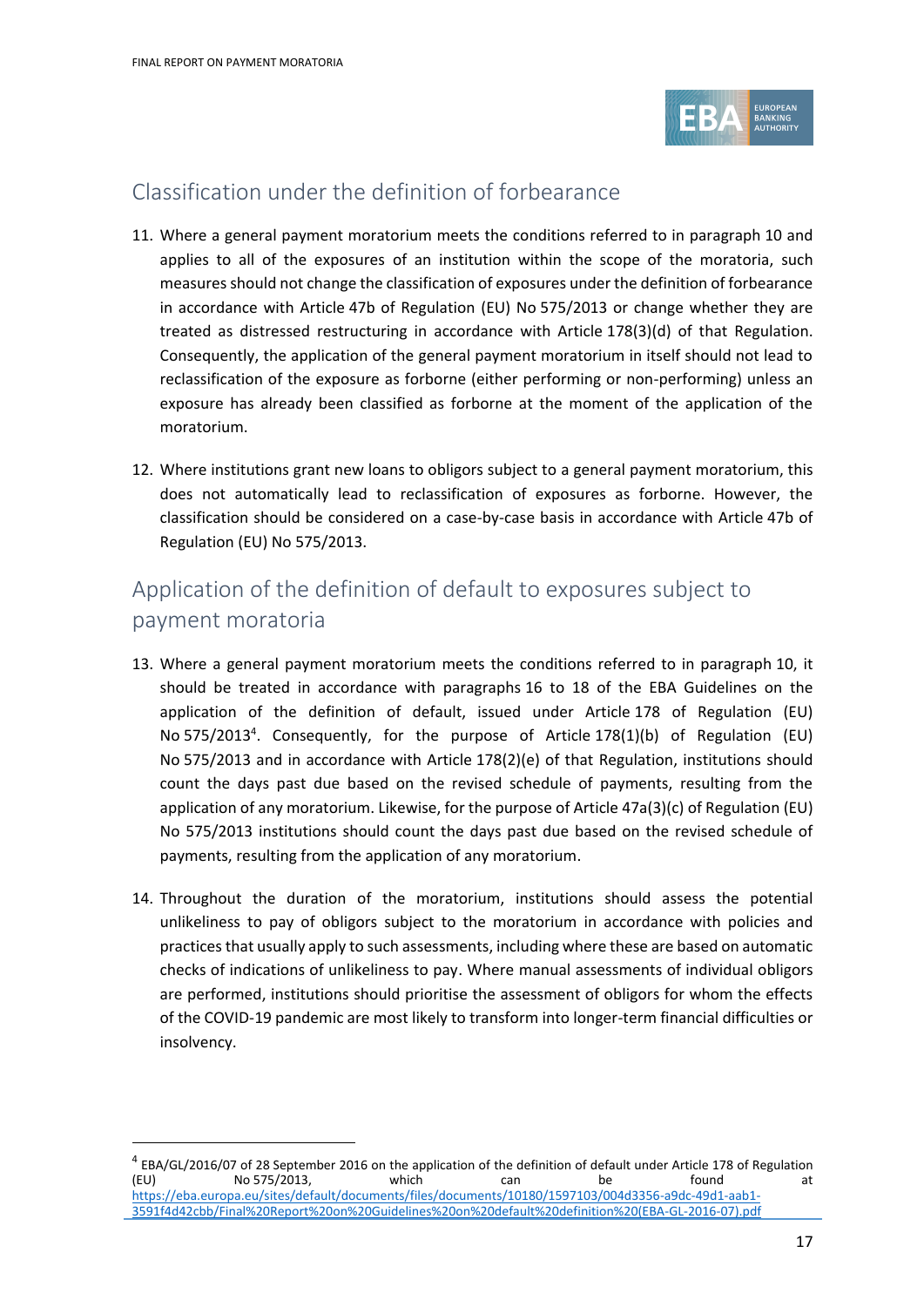## Classification under the definition of forbearance

11. Where a general payment moratorium meets the conditions referred to in paragraph 10 and applies to all of the exposures of an institution within the scope of the moratoria, such measures should not change the classification of exposures under the definition of forbearance in accordance with Article 47b of Regulation (EU) No 575/2013 or change whether they are treated as distressed restructuring in accordance with Article 178(3)(d) of that Regulation. Consequently, the application of the general payment moratorium in itself should not lead to reclassification of the exposure as forborne (either performing or non-performing) unless an exposure has already been classified as forborne at the moment of the application of the moratorium.

12. Where institutions grant new loans to obligors subject to a general payment moratorium, this does not automatically lead to reclassification of exposures as forborne. However, the classification should be considered on a case-by-case basis in accordance with Article 47b of Regulation (EU) No 575/2013.

## Application of the definition of default to exposures subject to payment moratoria

13. Where a general payment moratorium meets the conditions referred to in paragraph 10, it should be treated in accordance with paragraphs 16 to 18 of the EBA Guidelines on the application of the definition of default, issued under Article 178 of Regulation (EU) No 575/2013[4]. Consequently, for the purpose of Article 178(1)(b) of Regulation (EU) No 575/2013 and in accordance with Article 178(2)(e) of that Regulation, institutions should count the days past due based on the revised schedule of payments, resulting from the application of any moratorium. Likewise, for the purpose of Article 47a(3)(c) of Regulation (EU) No 575/2013 institutions should count the days past due based on the revised schedule of payments, resulting from the application of any moratorium.

14. Throughout the duration of the moratorium, institutions should assess the potential unlikeliness to pay of obligors subject to the moratorium in accordance with policies and practices that usually apply to such assessments, including where these are based on automatic checks of indications of unlikeliness to pay. Where manual assessments of individual obligors are performed, institutions should prioritise the assessment of obligors for whom the effects of the COVID-19 pandemic are most likely to transform into longer-term financial difficulties or insolvency.

---

[4] EBA/GL/2016/07 of 28 September 2016 on the application of the definition of default under Article 178 of Regulation (EU) No 575/2013, which can be found at https://eba.europa.eu/sites/default/documents/files/documents/10180/1597103/004d3356-a9dc-49d1-aab1-3591f4d42cbb/Final%20Report%20on%20Guidelines%20on%20default%20definition%20(EBA-GL-2016-07).pdf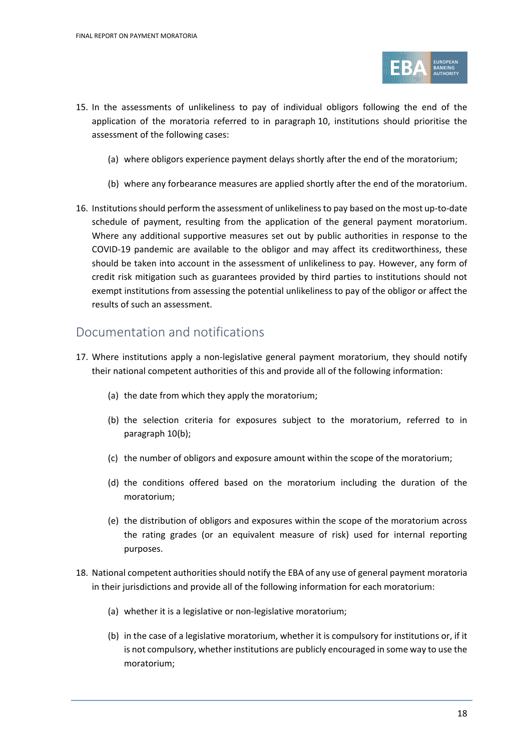15. In the assessments of unlikeliness to pay of individual obligors following the end of the application of the moratoria referred to in paragraph 10, institutions should prioritise the assessment of the following cases:

    (a) where obligors experience payment delays shortly after the end of the moratorium;

    (b) where any forbearance measures are applied shortly after the end of the moratorium.

16. Institutions should perform the assessment of unlikeliness to pay based on the most up-to-date schedule of payment, resulting from the application of the general payment moratorium. Where any additional supportive measures set out by public authorities in response to the COVID-19 pandemic are available to the obligor and may affect its creditworthiness, these should be taken into account in the assessment of unlikeliness to pay. However, any form of credit risk mitigation such as guarantees provided by third parties to institutions should not exempt institutions from assessing the potential unlikeliness to pay of the obligor or affect the results of such an assessment.

## Documentation and notifications

17. Where institutions apply a non-legislative general payment moratorium, they should notify their national competent authorities of this and provide all of the following information:

    (a) the date from which they apply the moratorium;

    (b) the selection criteria for exposures subject to the moratorium, referred to in paragraph 10(b);

    (c) the number of obligors and exposure amount within the scope of the moratorium;

    (d) the conditions offered based on the moratorium including the duration of the moratorium;

    (e) the distribution of obligors and exposures within the scope of the moratorium across the rating grades (or an equivalent measure of risk) used for internal reporting purposes.

18. National competent authorities should notify the EBA of any use of general payment moratoria in their jurisdictions and provide all of the following information for each moratorium:

    (a) whether it is a legislative or non-legislative moratorium;

    (b) in the case of a legislative moratorium, whether it is compulsory for institutions or, if it is not compulsory, whether institutions are publicly encouraged in some way to use the moratorium;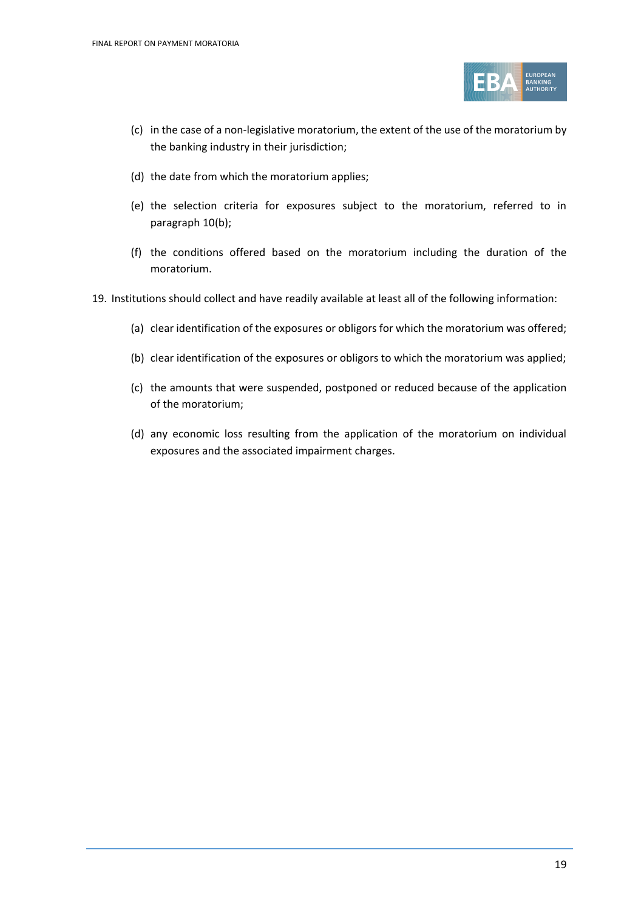(c) in the case of a non-legislative moratorium, the extent of the use of the moratorium by the banking industry in their jurisdiction;

(d) the date from which the moratorium applies;

(e) the selection criteria for exposures subject to the moratorium, referred to in paragraph 10(b);

(f) the conditions offered based on the moratorium including the duration of the moratorium.

19. Institutions should collect and have readily available at least all of the following information:

    (a) clear identification of the exposures or obligors for which the moratorium was offered;

    (b) clear identification of the exposures or obligors to which the moratorium was applied;

    (c) the amounts that were suspended, postponed or reduced because of the application of the moratorium;

    (d) any economic loss resulting from the application of the moratorium on individual exposures and the associated impairment charges.